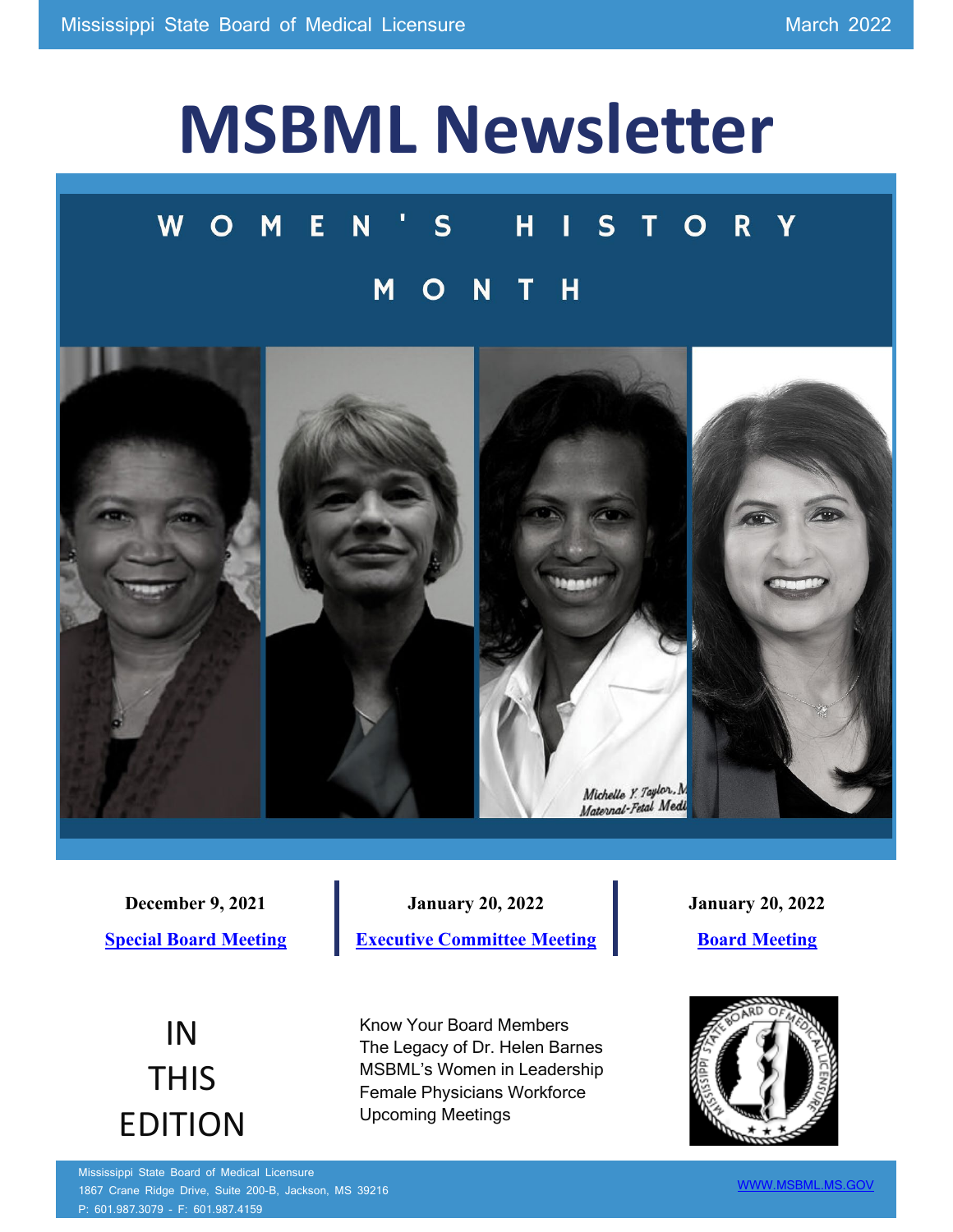Mississippi State Board of Medical Licensure

March 2022

# MSBML Newsletter

## WOMEN'S HISTORY MONTH

| December 9, 2021 | January 20, 2022 | January 20, 2022 |
| --- | --- | --- |
| Special Board Meeting | Executive Committee Meeting | Board Meeting |

## IN THIS EDITION

- Know Your Board Members
- The Legacy of Dr. Helen Barnes
- MSBML's Women in Leadership
- Female Physicians Workforce
- Upcoming Meetings

Mississippi State Board of Medical Licensure
1867 Crane Ridge Drive, Suite 200-B, Jackson, MS 39216
P: 601.987.3079 - F: 601.987.4159

WWW.MSBML.MS.GOV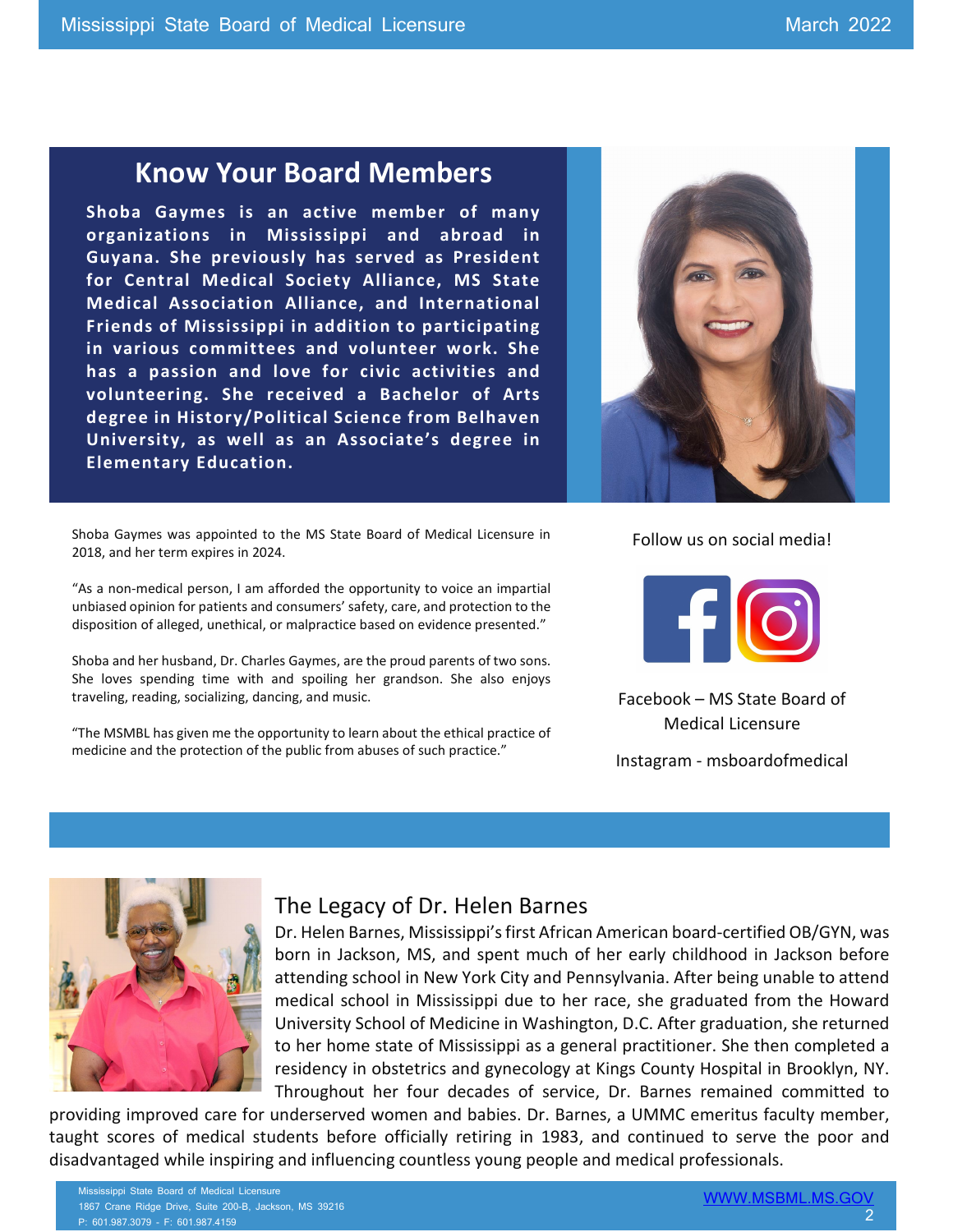## Know Your Board Members

**Shoba Gaymes is an active member of many organizations in Mississippi and abroad in Guyana. She previously has served as President for Central Medical Society Alliance, MS State Medical Association Alliance, and International Friends of Mississippi in addition to participating in various committees and volunteer work. She has a passion and love for civic activities and volunteering. She received a Bachelor of Arts degree in History/Political Science from Belhaven University, as well as an Associate's degree in Elementary Education.**

Shoba Gaymes was appointed to the MS State Board of Medical Licensure in 2018, and her term expires in 2024.

"As a non-medical person, I am afforded the opportunity to voice an impartial unbiased opinion for patients and consumers' safety, care, and protection to the disposition of alleged, unethical, or malpractice based on evidence presented."

Shoba and her husband, Dr. Charles Gaymes, are the proud parents of two sons. She loves spending time with and spoiling her grandson. She also enjoys traveling, reading, socializing, dancing, and music.

"The MSMBL has given me the opportunity to learn about the ethical practice of medicine and the protection of the public from abuses of such practice."

Follow us on social media!

Facebook – MS State Board of Medical Licensure

Instagram - msboardofmedical

## The Legacy of Dr. Helen Barnes

Dr. Helen Barnes, Mississippi's first African American board-certified OB/GYN, was born in Jackson, MS, and spent much of her early childhood in Jackson before attending school in New York City and Pennsylvania. After being unable to attend medical school in Mississippi due to her race, she graduated from the Howard University School of Medicine in Washington, D.C. After graduation, she returned to her home state of Mississippi as a general practitioner. She then completed a residency in obstetrics and gynecology at Kings County Hospital in Brooklyn, NY. Throughout her four decades of service, Dr. Barnes remained committed to providing improved care for underserved women and babies. Dr. Barnes, a UMMC emeritus faculty member, taught scores of medical students before officially retiring in 1983, and continued to serve the poor and disadvantaged while inspiring and influencing countless young people and medical professionals.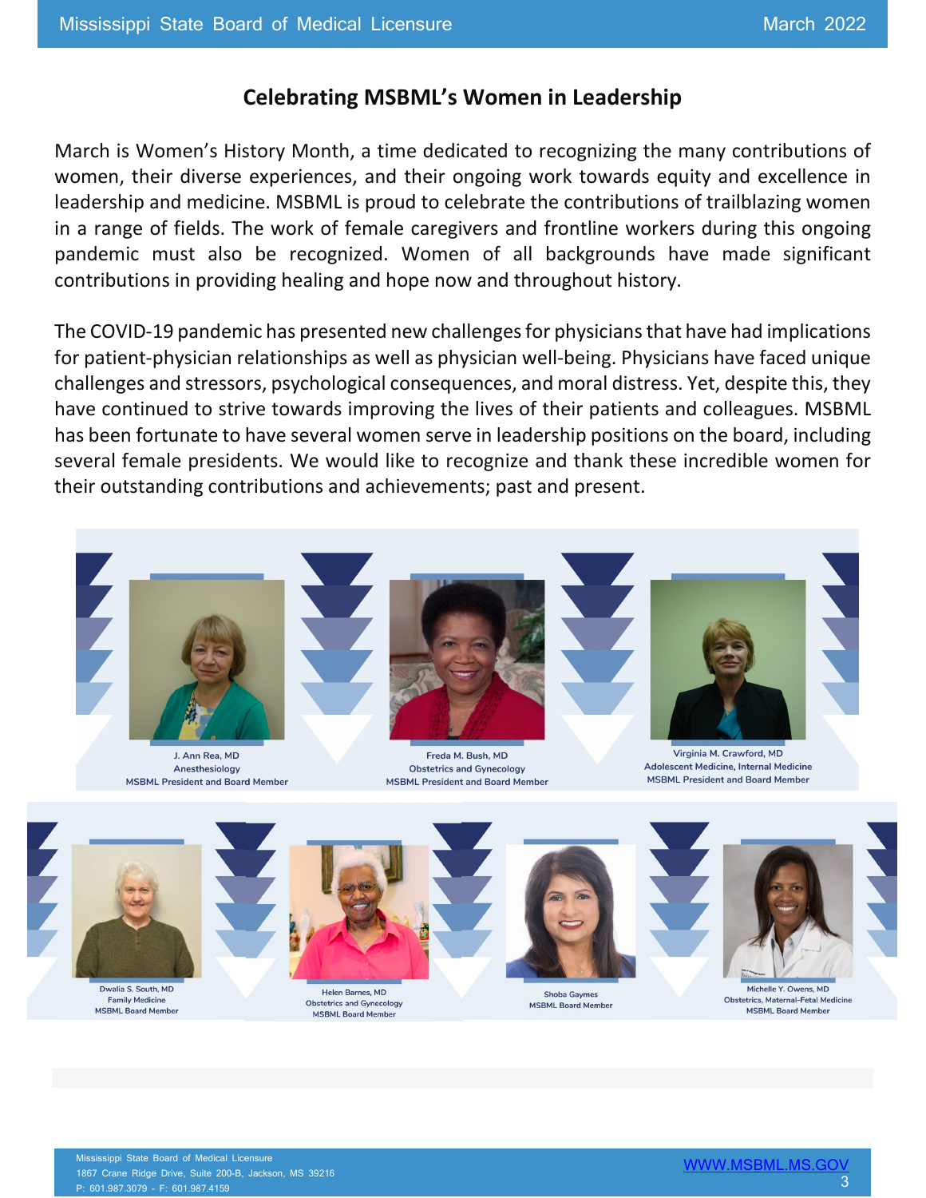## Celebrating MSBML's Women in Leadership

March is Women's History Month, a time dedicated to recognizing the many contributions of women, their diverse experiences, and their ongoing work towards equity and excellence in leadership and medicine. MSBML is proud to celebrate the contributions of trailblazing women in a range of fields. The work of female caregivers and frontline workers during this ongoing pandemic must also be recognized. Women of all backgrounds have made significant contributions in providing healing and hope now and throughout history.

The COVID-19 pandemic has presented new challenges for physicians that have had implications for patient-physician relationships as well as physician well-being. Physicians have faced unique challenges and stressors, psychological consequences, and moral distress. Yet, despite this, they have continued to strive towards improving the lives of their patients and colleagues. MSBML has been fortunate to have several women serve in leadership positions on the board, including several female presidents. We would like to recognize and thank these incredible women for their outstanding contributions and achievements; past and present.

J. Ann Rea, MD
Anesthesiology
MSBML President and Board Member

Freda M. Bush, MD
Obstetrics and Gynecology
MSBML President and Board Member

Virginia M. Crawford, MD
Adolescent Medicine, Internal Medicine
MSBML President and Board Member

Dwalia S. South, MD
Family Medicine
MSBML Board Member

Helen Barnes, MD
Obstetrics and Gynecology
MSBML Board Member

Shoba Gaymes
MSBML Board Member

Michelle Y. Owens, MD
Obstetrics, Maternal-Fetal Medicine
MSBML Board Member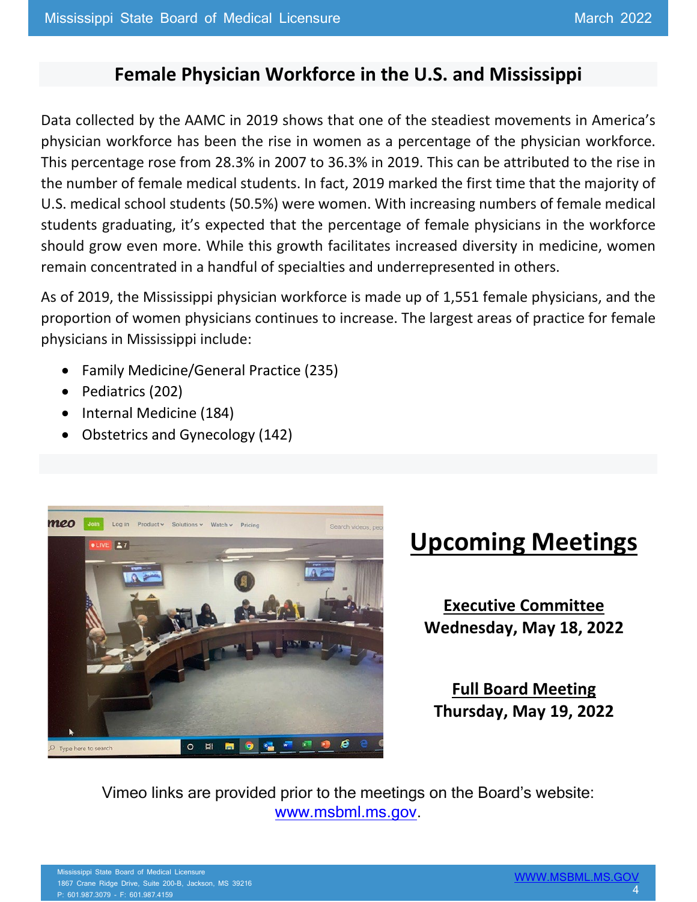## Female Physician Workforce in the U.S. and Mississippi

Data collected by the AAMC in 2019 shows that one of the steadiest movements in America's physician workforce has been the rise in women as a percentage of the physician workforce. This percentage rose from 28.3% in 2007 to 36.3% in 2019. This can be attributed to the rise in the number of female medical students. In fact, 2019 marked the first time that the majority of U.S. medical school students (50.5%) were women. With increasing numbers of female medical students graduating, it's expected that the percentage of female physicians in the workforce should grow even more. While this growth facilitates increased diversity in medicine, women remain concentrated in a handful of specialties and underrepresented in others.

As of 2019, the Mississippi physician workforce is made up of 1,551 female physicians, and the proportion of women physicians continues to increase. The largest areas of practice for female physicians in Mississippi include:

- Family Medicine/General Practice (235)
- Pediatrics (202)
- Internal Medicine (184)
- Obstetrics and Gynecology (142)

## Upcoming Meetings

**Executive Committee**
**Wednesday, May 18, 2022**

**Full Board Meeting**
**Thursday, May 19, 2022**

Vimeo links are provided prior to the meetings on the Board's website: www.msbml.ms.gov.

Mississippi State Board of Medical Licensure
1867 Crane Ridge Drive, Suite 200-B, Jackson, MS 39216
P: 601.987.3079 - F: 601.987.4159

WWW.MSBML.MS.GOV